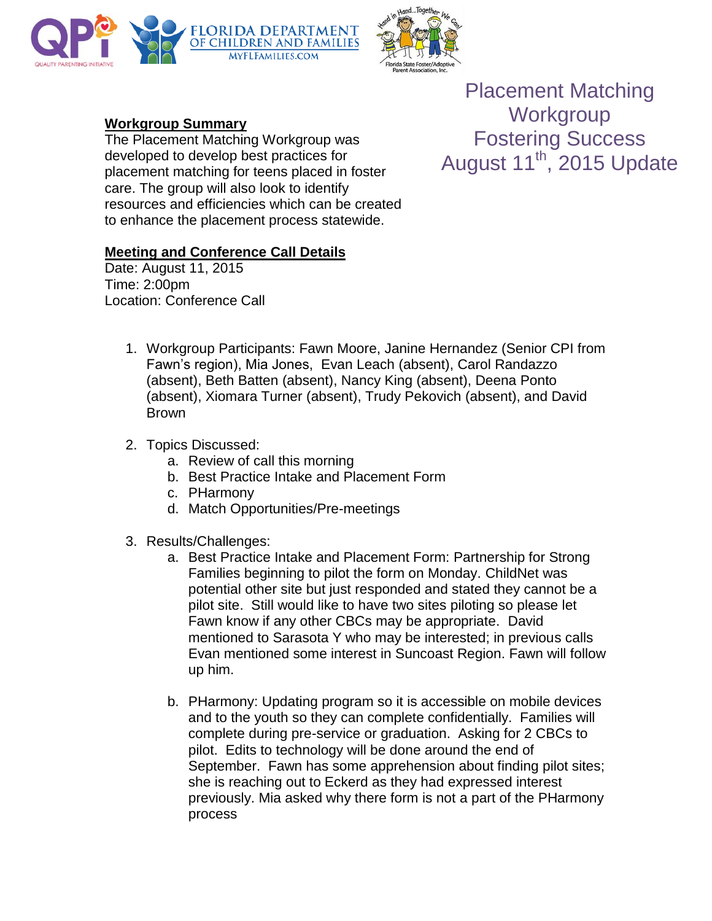# Placement Matching Workgroup Fostering Success August 11th, 2015 Update

**Workgroup Summary**

The Placement Matching Workgroup was developed to develop best practices for placement matching for teens placed in foster care. The group will also look to identify resources and efficiencies which can be created to enhance the placement process statewide.

**Meeting and Conference Call Details**

Date: August 11, 2015
Time: 2:00pm
Location: Conference Call

1. Workgroup Participants: Fawn Moore, Janine Hernandez (Senior CPI from Fawn's region), Mia Jones, Evan Leach (absent), Carol Randazzo (absent), Beth Batten (absent), Nancy King (absent), Deena Ponto (absent), Xiomara Turner (absent), Trudy Pekovich (absent), and David Brown

2. Topics Discussed:
   a. Review of call this morning
   b. Best Practice Intake and Placement Form
   c. PHarmony
   d. Match Opportunities/Pre-meetings

3. Results/Challenges:
   a. Best Practice Intake and Placement Form: Partnership for Strong Families beginning to pilot the form on Monday. ChildNet was potential other site but just responded and stated they cannot be a pilot site. Still would like to have two sites piloting so please let Fawn know if any other CBCs may be appropriate. David mentioned to Sarasota Y who may be interested; in previous calls Evan mentioned some interest in Suncoast Region. Fawn will follow up him.

   b. PHarmony: Updating program so it is accessible on mobile devices and to the youth so they can complete confidentially. Families will complete during pre-service or graduation. Asking for 2 CBCs to pilot. Edits to technology will be done around the end of September. Fawn has some apprehension about finding pilot sites; she is reaching out to Eckerd as they had expressed interest previously. Mia asked why there form is not a part of the PHarmony process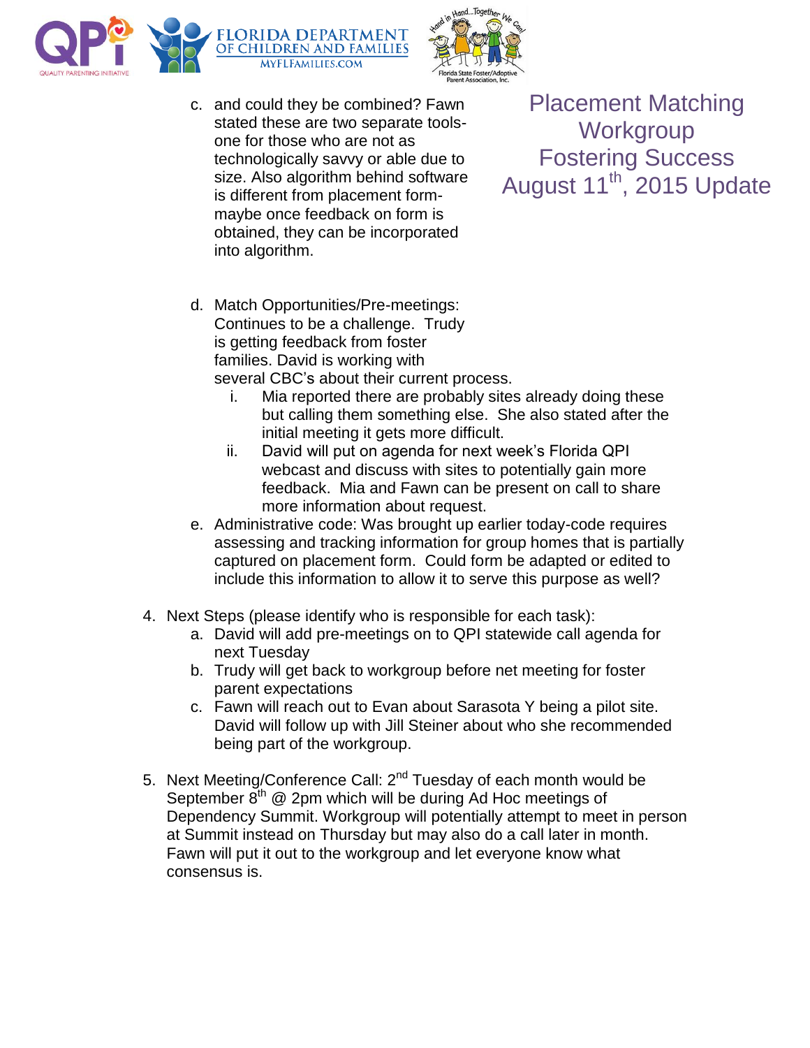# Placement Matching Workgroup Fostering Success August 11th, 2015 Update

c. and could they be combined? Fawn stated these are two separate tools-one for those who are not as technologically savvy or able due to size. Also algorithm behind software is different from placement form-maybe once feedback on form is obtained, they can be incorporated into algorithm.

d. Match Opportunities/Pre-meetings: Continues to be a challenge. Trudy is getting feedback from foster families. David is working with several CBC's about their current process.
   i. Mia reported there are probably sites already doing these but calling them something else. She also stated after the initial meeting it gets more difficult.
   ii. David will put on agenda for next week's Florida QPI webcast and discuss with sites to potentially gain more feedback. Mia and Fawn can be present on call to share more information about request.

e. Administrative code: Was brought up earlier today-code requires assessing and tracking information for group homes that is partially captured on placement form. Could form be adapted or edited to include this information to allow it to serve this purpose as well?

4. Next Steps (please identify who is responsible for each task):
   a. David will add pre-meetings on to QPI statewide call agenda for next Tuesday
   b. Trudy will get back to workgroup before net meeting for foster parent expectations
   c. Fawn will reach out to Evan about Sarasota Y being a pilot site. David will follow up with Jill Steiner about who she recommended being part of the workgroup.

5. Next Meeting/Conference Call: 2nd Tuesday of each month would be September 8th @ 2pm which will be during Ad Hoc meetings of Dependency Summit. Workgroup will potentially attempt to meet in person at Summit instead on Thursday but may also do a call later in month. Fawn will put it out to the workgroup and let everyone know what consensus is.